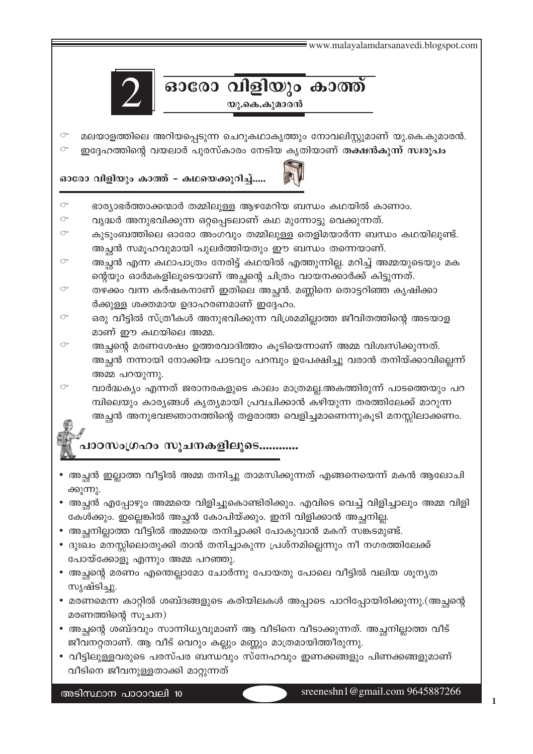# 2 ഓരോ വിളിയും കാത്ത്

**യു.കെ.കുമാരൻ**

- മലയാളത്തിലെ അറിയപ്പെടുന്ന ചെറുകഥാകൃത്തും നോവലിസ്റ്റുമാണ് യു.കെ.കുമാരൻ.
- ഇദ്ദേഹത്തിന്റെ വയലാർ പുരസ്കാരം നേടിയ കൃതിയാണ് **തക്ഷൻകുന്ന് സ്വരൂപം**

## ഓരോ വിളിയും കാത്ത് – കഥയെക്കുറിച്ച്.....

- ഭാര്യാഭർത്താക്കന്മാർ തമ്മിലുള്ള ആഴമേറിയ ബന്ധം കഥയിൽ കാണാം.
- വൃദ്ധർ അനുഭവിക്കുന്ന ഒറ്റപ്പെടലാണ് കഥ മുന്നോട്ടു വെക്കുന്നത്.
- കുടുംബത്തിലെ ഓരോ അംഗവും തമ്മിലുള്ള തെളിമയാർന്ന ബന്ധം കഥയിലുണ്ട്. അച്ഛൻ സമൂഹവുമായി പുലർത്തിയതും ഈ ബന്ധം തന്നെയാണ്.
- അച്ഛൻ എന്ന കഥാപാത്രം നേരിട്ട് കഥയിൽ എത്തുന്നില്ല. മറിച്ച് അമ്മയുടെയും മകന്റെയും ഓർമകളിലൂടെയാണ് അച്ഛന്റെ ചിത്രം വായനക്കാർക്ക് കിട്ടുന്നത്.
- തഴക്കം വന്ന കർഷകനാണ് ഇതിലെ അച്ഛൻ. മണ്ണിനെ തൊട്ടറിഞ്ഞ കൃഷിക്കാർക്കുള്ള ശക്തമായ ഉദാഹരണമാണ് ഇദ്ദേഹം.
- ഒരു വീട്ടിൽ സ്ത്രീകൾ അനുഭവിക്കുന്ന വിശ്രമമില്ലാത്ത ജീവിതത്തിന്റെ അടയാളമാണ് ഈ കഥയിലെ അമ്മ.
- അച്ഛന്റെ മരണശേഷം ഉത്തരവാദിത്തം കൂടിയെന്നാണ് അമ്മ വിശ്വസിക്കുന്നത്. അച്ഛൻ നന്നായി നോക്കിയ പാടവും പറമ്പും ഉപേക്ഷിച്ചു വരാൻ തനിയ്ക്കാവില്ലെന്ന് അമ്മ പറയുന്നു.
- വാർദ്ധക്യം എന്നത് ജരാനരകളുടെ കാലം മാത്രമല്ല.അകത്തിരുന്ന് പാടത്തെയും പറമ്പിലെയും കാര്യങ്ങൾ കൃത്യമായി പ്രവചിക്കാൻ കഴിയുന്ന തരത്തിലേക്ക് മാറുന്ന അച്ഛൻ അനുഭവജ്ഞാനത്തിന്റെ തളരാത്ത വെളിച്ചമാണെന്നുകൂടി മനസ്സിലാക്കണം.

## പാഠസംഗ്രഹം സൂചനകളിലൂടെ............

- അച്ഛൻ ഇല്ലാത്ത വീട്ടിൽ അമ്മ തനിച്ചു താമസിക്കുന്നത് എങ്ങനെയെന്ന് മകൻ ആലോചിക്കുന്നു.
- അച്ഛൻ എപ്പോഴും അമ്മയെ വിളിച്ചുകൊണ്ടിരിക്കും. എവിടെ വെച്ച് വിളിച്ചാലും അമ്മ വിളി കേൾക്കും. ഇല്ലെങ്കിൽ അച്ഛൻ കോപിയ്ക്കും. ഇനി വിളിക്കാൻ അച്ഛനില്ല.
- അച്ഛനില്ലാത്ത വീട്ടിൽ അമ്മയെ തനിച്ചാക്കി പോകുവാൻ മകന് സങ്കടമുണ്ട്.
- ദുഃഖം മനസ്സിലൊതുക്കി താൻ തനിച്ചാകുന്ന പ്രശ്നമില്ലെന്നും നീ നഗരത്തിലേക്ക് പോയ്ക്കോളൂ എന്നും അമ്മ പറഞ്ഞു.
- അച്ഛന്റെ മരണം എന്തെല്ലാമോ ചോർന്നു പോയതു പോലെ വീട്ടിൽ വലിയ ശൂന്യത സൃഷ്ടിച്ചു.
- മരണമെന്ന കാറ്റിൽ ശബ്ദങ്ങളുടെ കരിയിലകൾ അപ്പാടെ പാറിപ്പോയിരിക്കുന്നു.(അച്ഛന്റെ മരണത്തിന്റെ സൂചന)
- അച്ഛന്റെ ശബ്ദവും സാന്നിധ്യവുമാണ് ആ വീടിനെ വീടാക്കുന്നത്. അച്ഛനില്ലാത്ത വീട് ജീവനറ്റതാണ്. ആ വീട് വെറും കല്ലും മണ്ണും മാത്രമായിത്തീരുന്നു.
- വീട്ടിലുള്ളവരുടെ പരസ്പര ബന്ധവും സ്നേഹവും ഇണക്കങ്ങളും പിണക്കങ്ങളുമാണ് വീടിനെ ജീവനുള്ളതാക്കി മാറ്റുന്നത്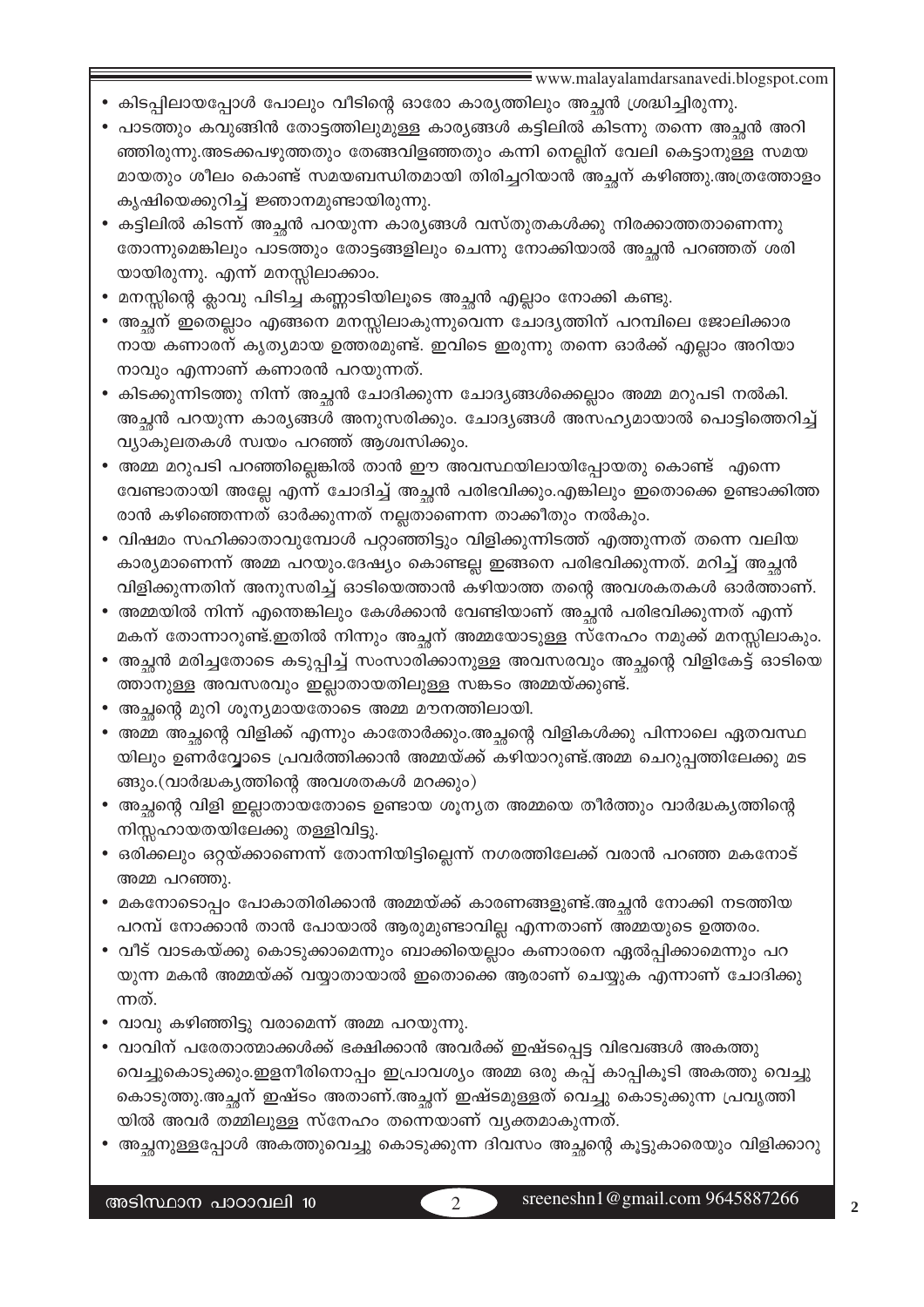- കിടപ്പിലായപ്പോൾ പോലും വീടിന്റെ ഓരോ കാര്യത്തിലും അച്ഛൻ ശ്രദ്ധിച്ചിരുന്നു.
- പാടത്തും കവുങ്ങിൻ തോട്ടത്തിലുമുള്ള കാര്യങ്ങൾ കട്ടിലിൽ കിടന്നു തന്നെ അച്ഛൻ അറിഞ്ഞിരുന്നു.അടക്കപഴുത്തതും തേങ്ങവിളഞ്ഞതും കന്നി നെല്ലിന് വേലി കെട്ടാനുള്ള സമയമായതും ശീലം കൊണ്ട് സമയബന്ധിതമായി തിരിച്ചറിയാൻ അച്ഛന് കഴിഞ്ഞു.അത്രത്തോളം കൃഷിയെക്കുറിച്ച് ജ്ഞാനമുണ്ടായിരുന്നു.
- കട്ടിലിൽ കിടന്ന് അച്ഛൻ പറയുന്ന കാര്യങ്ങൾ വസ്തുതകൾക്കു നിരക്കാത്തതാണെന്നു തോന്നുമെങ്കിലും പാടത്തും തോട്ടങ്ങളിലും ചെന്നു നോക്കിയാൽ അച്ഛൻ പറഞ്ഞത് ശരിയായിരുന്നു. എന്ന് മനസ്സിലാക്കാം.
- മനസ്സിന്റെ ക്ലാവു പിടിച്ച കണ്ണാടിയിലൂടെ അച്ഛൻ എല്ലാം നോക്കി കണ്ടു.
- അച്ഛന് ഇതെല്ലാം എങ്ങനെ മനസ്സിലാകുന്നുവെന്ന ചോദ്യത്തിന് പറമ്പിലെ ജോലിക്കാരനായ കണാരന് കൃത്യമായ ഉത്തരമുണ്ട്. ഇവിടെ ഇരുന്നു തന്നെ ഓർക്ക് എല്ലാം അറിയാനാവും എന്നാണ് കണാരൻ പറയുന്നത്.
- കിടക്കുന്നിടത്തു നിന്ന് അച്ഛൻ ചോദിക്കുന്ന ചോദ്യങ്ങൾക്കെല്ലാം അമ്മ മറുപടി നൽകി. അച്ഛൻ പറയുന്ന കാര്യങ്ങൾ അനുസരിക്കും. ചോദ്യങ്ങൾ അസഹ്യമായാൽ പൊട്ടിത്തെറിച്ച് വ്യാകുലതകൾ സ്വയം പറഞ്ഞ് ആശ്വസിക്കും.
- അമ്മ മറുപടി പറഞ്ഞില്ലെങ്കിൽ താൻ ഈ അവസ്ഥയിലായിപ്പോയതു കൊണ്ട് എന്നെ വേണ്ടാതായി അല്ലേ എന്ന് ചോദിച്ച് അച്ഛൻ പരിഭവിക്കും.എങ്കിലും ഇതൊക്കെ ഉണ്ടാക്കിത്തരാൻ കഴിഞ്ഞെന്നത് ഓർക്കുന്നത് നല്ലതാണെന്ന താക്കീതും നൽകും.
- വിഷമം സഹിക്കാതാവുമ്പോൾ പറ്റാഞ്ഞിട്ടും വിളിക്കുന്നിടത്ത് എത്തുന്നത് തന്നെ വലിയ കാര്യമാണെന്ന് അമ്മ പറയും.ദേഷ്യം കൊണ്ടല്ല ഇങ്ങനെ പരിഭവിക്കുന്നത്. മറിച്ച് അച്ഛൻ വിളിക്കുന്നതിന് അനുസരിച്ച് ഓടിയെത്താൻ കഴിയാത്ത തന്റെ അവശകതകൾ ഓർത്താണ്.
- അമ്മയിൽ നിന്ന് എന്തെങ്കിലും കേൾക്കാൻ വേണ്ടിയാണ് അച്ഛൻ പരിഭവിക്കുന്നത് എന്ന് മകന് തോന്നാറുണ്ട്.ഇതിൽ നിന്നും അച്ഛന് അമ്മയോടുള്ള സ്നേഹം നമുക്ക് മനസ്സിലാകും.
- അച്ഛൻ മരിച്ചതോടെ കടുപ്പിച്ച് സംസാരിക്കാനുള്ള അവസരവും അച്ഛന്റെ വിളികേട്ട് ഓടിയെത്താനുള്ള അവസരവും ഇല്ലാതായതിലുള്ള സങ്കടം അമ്മയ്ക്കുണ്ട്.
- അച്ഛന്റെ മുറി ശൂന്യമായതോടെ അമ്മ മൗനത്തിലായി.
- അമ്മ അച്ഛന്റെ വിളിക്ക് എന്നും കാതോർക്കും.അച്ഛന്റെ വിളികൾക്കു പിന്നാലെ ഏതവസ്ഥയിലും ഉണർവ്വോടെ പ്രവർത്തിക്കാൻ അമ്മയ്ക്ക് കഴിയാറുണ്ട്.അമ്മ ചെറുപ്പത്തിലേക്കു മടങ്ങും.(വാർദ്ധക്യത്തിന്റെ അവശതകൾ മറക്കും)
- അച്ഛന്റെ വിളി ഇല്ലാതായതോടെ ഉണ്ടായ ശൂന്യത അമ്മയെ തീർത്തും വാർദ്ധക്യത്തിന്റെ നിസ്സഹായതയിലേക്കു തള്ളിവിട്ടു.
- ഒരിക്കലും ഒറ്റയ്ക്കാണെന്ന് തോന്നിയിട്ടില്ലെന്ന് നഗരത്തിലേക്ക് വരാൻ പറഞ്ഞ മകനോട് അമ്മ പറഞ്ഞു.
- മകനോടൊപ്പം പോകാതിരിക്കാൻ അമ്മയ്ക്ക് കാരണങ്ങളുണ്ട്.അച്ഛൻ നോക്കി നടത്തിയ പറമ്പ് നോക്കാൻ താൻ പോയാൽ ആരുമുണ്ടാവില്ല എന്നതാണ് അമ്മയുടെ ഉത്തരം.
- വീട് വാടകയ്ക്കു കൊടുക്കാമെന്നും ബാക്കിയെല്ലാം കണാരനെ ഏൽപ്പിക്കാമെന്നും പറയുന്ന മകൻ അമ്മയ്ക്ക് വയ്യാതായാൽ ഇതൊക്കെ ആരാണ് ചെയ്യുക എന്നാണ് ചോദിക്കുന്നത്.
- വാവു കഴിഞ്ഞിട്ടു വരാമെന്ന് അമ്മ പറയുന്നു.
- വാവിന് പരേതാത്മാക്കൾക്ക് ഭക്ഷിക്കാൻ അവർക്ക് ഇഷ്ടപ്പെട്ട വിഭവങ്ങൾ അകത്തു വെച്ചുകൊടുക്കും.ഇളനീരിനൊപ്പം ഇപ്രാവശ്യം അമ്മ ഒരു കപ്പ് കാപ്പികൂടി അകത്തു വെച്ചു കൊടുത്തു.അച്ഛന് ഇഷ്ടം അതാണ്.അച്ഛന് ഇഷ്ടമുള്ളത് വെച്ചു കൊടുക്കുന്ന പ്രവൃത്തിയിൽ അവർ തമ്മിലുള്ള സ്നേഹം തന്നെയാണ് വ്യക്തമാകുന്നത്.
- അച്ഛനുള്ളപ്പോൾ അകത്തുവെച്ചു കൊടുക്കുന്ന ദിവസം അച്ഛന്റെ കൂട്ടുകാരെയും വിളിക്കാറു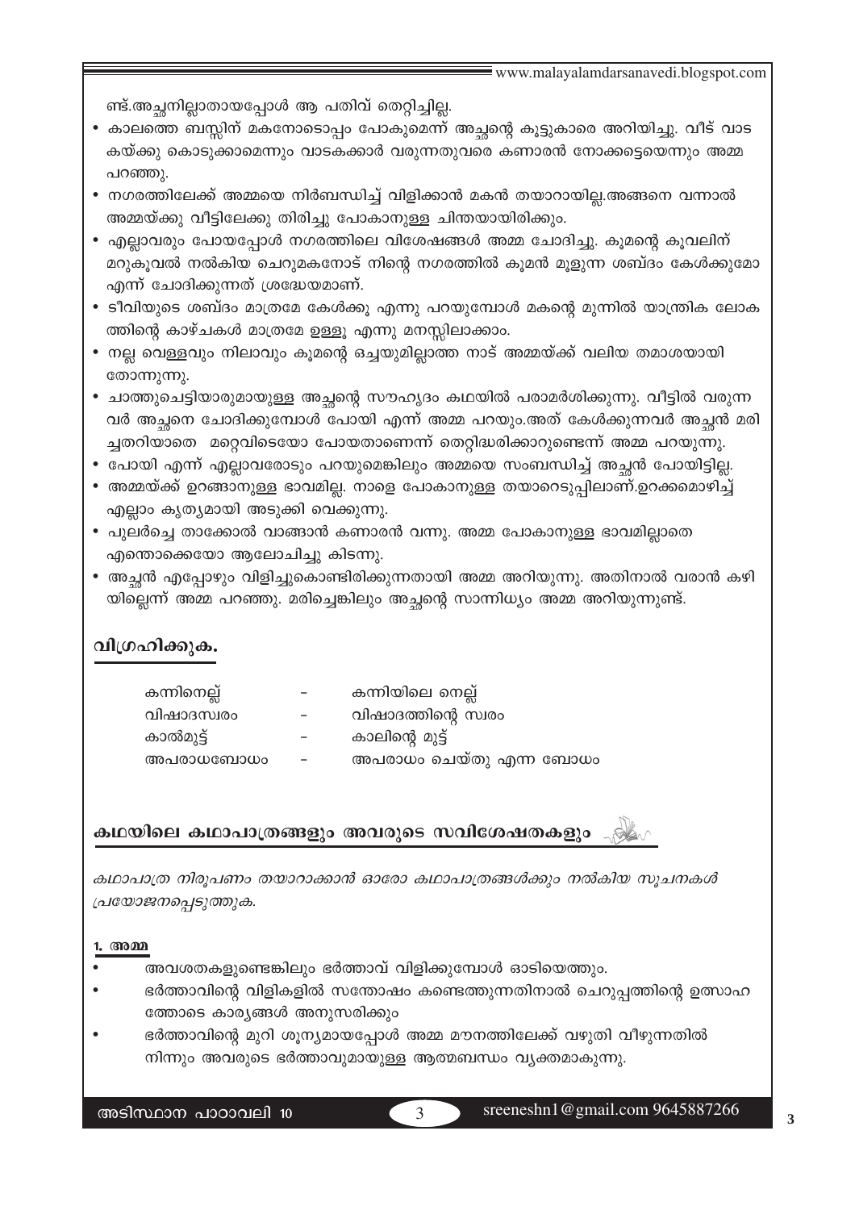ണ്ട്.അച്ഛനില്ലാതായപ്പോൾ ആ പതിവ് തെറ്റിച്ചില്ല.

- കാലത്തെ ബസ്സിന് മകനോടൊപ്പം പോകുമെന്ന് അച്ഛന്റെ കൂട്ടുകാരെ അറിയിച്ചു. വീട് വാടകയ്ക്കു കൊടുക്കാമെന്നും വാടകക്കാർ വരുന്നതുവരെ കണാരൻ നോക്കട്ടെയെന്നും അമ്മ പറഞ്ഞു.
- നഗരത്തിലേക്ക് അമ്മയെ നിർബന്ധിച്ച് വിളിക്കാൻ മകൻ തയാറായില്ല.അങ്ങനെ വന്നാൽ അമ്മയ്ക്കു വീട്ടിലേക്കു തിരിച്ചു പോകാനുള്ള ചിന്തയായിരിക്കും.
- എല്ലാവരും പോയപ്പോൾ നഗരത്തിലെ വിശേഷങ്ങൾ അമ്മ ചോദിച്ചു. കൂമന്റെ കൂവലിന് മറുകൂവൽ നൽകിയ ചെറുമകനോട് നിന്റെ നഗരത്തിൽ കൂമൻ മൂളുന്ന ശബ്ദം കേൾക്കുമോ എന്ന് ചോദിക്കുന്നത് ശ്രദ്ധേയമാണ്.
- ടീവിയുടെ ശബ്ദം മാത്രമേ കേൾക്കൂ എന്നു പറയുമ്പോൾ മകന്റെ മുന്നിൽ യാന്ത്രിക ലോകത്തിന്റെ കാഴ്ചകൾ മാത്രമേ ഉള്ളൂ എന്നു മനസ്സിലാക്കാം.
- നല്ല വെള്ളവും നിലാവും കൂമന്റെ ഒച്ചയുമില്ലാത്ത നാട് അമ്മയ്ക്ക് വലിയ തമാശയായി തോന്നുന്നു.
- ചാത്തുചെട്ടിയാരുമായുള്ള അച്ഛന്റെ സൗഹൃദം കഥയിൽ പരാമർശിക്കുന്നു. വീട്ടിൽ വരുന്നവർ അച്ഛനെ ചോദിക്കുമ്പോൾ പോയി എന്ന് അമ്മ പറയും.അത് കേൾക്കുന്നവർ അച്ഛൻ മരിച്ചതറിയാതെ മറ്റെവിടെയോ പോയതാണെന്ന് തെറ്റിദ്ധരിക്കാറുണ്ടെന്ന് അമ്മ പറയുന്നു.
- പോയി എന്ന് എല്ലാവരോടും പറയുമെങ്കിലും അമ്മയെ സംബന്ധിച്ച് അച്ഛൻ പോയിട്ടില്ല.
- അമ്മയ്ക്ക് ഉറങ്ങാനുള്ള ഭാവമില്ല. നാളെ പോകാനുള്ള തയാറെടുപ്പിലാണ്.ഉറക്കമൊഴിച്ച് എല്ലാം കൃത്യമായി അടുക്കി വെക്കുന്നു.
- പുലർച്ചെ താക്കോൽ വാങ്ങാൻ കണാരൻ വന്നു. അമ്മ പോകാനുള്ള ഭാവമില്ലാതെ എന്തൊക്കെയോ ആലോചിച്ചു കിടന്നു.
- അച്ഛൻ എപ്പോഴും വിളിച്ചുകൊണ്ടിരിക്കുന്നതായി അമ്മ അറിയുന്നു. അതിനാൽ വരാൻ കഴിയില്ലെന്ന് അമ്മ പറഞ്ഞു. മരിച്ചെങ്കിലും അച്ഛന്റെ സാന്നിധ്യം അമ്മ അറിയുന്നുണ്ട്.

## വിഗ്രഹിക്കുക.

| | | |
|---|---|---|
| കന്നിനെല്ല് | - | കന്നിയിലെ നെല്ല് |
| വിഷാദസ്വരം | - | വിഷാദത്തിന്റെ സ്വരം |
| കാൽമുട്ട് | - | കാലിന്റെ മുട്ട് |
| അപരാധബോധം | - | അപരാധം ചെയ്തു എന്ന ബോധം |

## കഥയിലെ കഥാപാത്രങ്ങളും അവരുടെ സവിശേഷതകളും

*കഥാപാത്ര നിരൂപണം തയാറാക്കാൻ ഓരോ കഥാപാത്രങ്ങൾക്കും നൽകിയ സൂചനകൾ പ്രയോജനപ്പെടുത്തുക.*

### 1. അമ്മ

- അവശതകളുണ്ടെങ്കിലും ഭർത്താവ് വിളിക്കുമ്പോൾ ഓടിയെത്തും.
- ഭർത്താവിന്റെ വിളികളിൽ സന്തോഷം കണ്ടെത്തുന്നതിനാൽ ചെറുപ്പത്തിന്റെ ഉത്സാഹത്തോടെ കാര്യങ്ങൾ അനുസരിക്കും
- ഭർത്താവിന്റെ മുറി ശൂന്യമായപ്പോൾ അമ്മ മൗനത്തിലേക്ക് വഴുതി വീഴുന്നതിൽ നിന്നും അവരുടെ ഭർത്താവുമായുള്ള ആത്മബന്ധം വ്യക്തമാകുന്നു.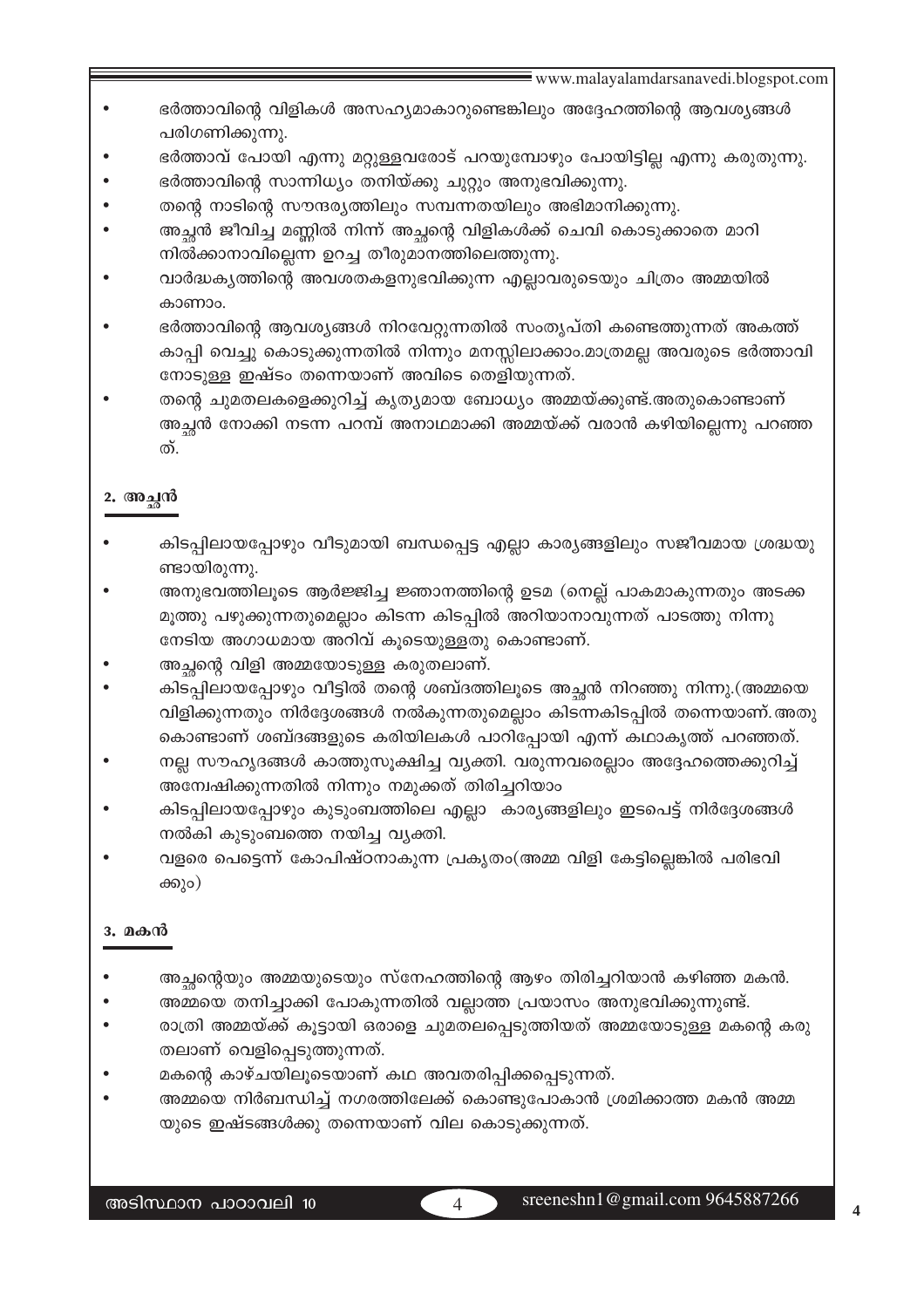- ഭർത്താവിന്റെ വിളികൾ അസഹ്യമാകാറുണ്ടെങ്കിലും അദ്ദേഹത്തിന്റെ ആവശ്യങ്ങൾ പരിഗണിക്കുന്നു.
- ഭർത്താവ് പോയി എന്നു മറ്റുള്ളവരോട് പറയുമ്പോഴും പോയിട്ടില്ല എന്നു കരുതുന്നു.
- ഭർത്താവിന്റെ സാന്നിധ്യം തനിയ്ക്കു ചുറ്റും അനുഭവിക്കുന്നു.
- തന്റെ നാടിന്റെ സൗന്ദര്യത്തിലും സമ്പന്നതയിലും അഭിമാനിക്കുന്നു.
- അച്ഛൻ ജീവിച്ച മണ്ണിൽ നിന്ന് അച്ഛന്റെ വിളികൾക്ക് ചെവി കൊടുക്കാതെ മാറി നിൽക്കാനാവില്ലെന്ന ഉറച്ച തീരുമാനത്തിലെത്തുന്നു.
- വാർദ്ധക്യത്തിന്റെ അവശതകളനുഭവിക്കുന്ന എല്ലാവരുടെയും ചിത്രം അമ്മയിൽ കാണാം.
- ഭർത്താവിന്റെ ആവശ്യങ്ങൾ നിറവേറ്റുന്നതിൽ സംതൃപ്തി കണ്ടെത്തുന്നത് അകത്ത് കാപ്പി വെച്ചു കൊടുക്കുന്നതിൽ നിന്നും മനസ്സിലാക്കാം.മാത്രമല്ല അവരുടെ ഭർത്താവിനോടുള്ള ഇഷ്ടം തന്നെയാണ് അവിടെ തെളിയുന്നത്.
- തന്റെ ചുമതലകളെക്കുറിച്ച് കൃത്യമായ ബോധ്യം അമ്മയ്ക്കുണ്ട്.അതുകൊണ്ടാണ് അച്ഛൻ നോക്കി നടന്ന പറമ്പ് അനാഥമാക്കി അമ്മയ്ക്ക് വരാൻ കഴിയില്ലെന്നു പറഞ്ഞത്.

## 2. അച്ഛൻ

- കിടപ്പിലായപ്പോഴും വീടുമായി ബന്ധപ്പെട്ട എല്ലാ കാര്യങ്ങളിലും സജീവമായ ശ്രദ്ധയുണ്ടായിരുന്നു.
- അനുഭവത്തിലൂടെ ആർജ്ജിച്ച ജ്ഞാനത്തിന്റെ ഉടമ (നെല്ല് പാകമാകുന്നതും അടക്ക മൂത്തു പഴുക്കുന്നതുമെല്ലാം കിടന്ന കിടപ്പിൽ അറിയാനാവുന്നത് പാടത്തു നിന്നു നേടിയ അഗാധമായ അറിവ് കൂടെയുള്ളതു കൊണ്ടാണ്.
- അച്ഛന്റെ വിളി അമ്മയോടുള്ള കരുതലാണ്.
- കിടപ്പിലായപ്പോഴും വീട്ടിൽ തന്റെ ശബ്ദത്തിലൂടെ അച്ഛൻ നിറഞ്ഞു നിന്നു.(അമ്മയെ വിളിക്കുന്നതും നിർദ്ദേശങ്ങൾ നൽകുന്നതുമെല്ലാം കിടന്നകിടപ്പിൽ തന്നെയാണ്. അതുകൊണ്ടാണ് ശബ്ദങ്ങളുടെ കരിയിലകൾ പാറിപ്പോയി എന്ന് കഥാകൃത്ത് പറഞ്ഞത്.
- നല്ല സൗഹൃദങ്ങൾ കാത്തുസൂക്ഷിച്ച വ്യക്തി. വരുന്നവരെല്ലാം അദ്ദേഹത്തെക്കുറിച്ച് അന്വേഷിക്കുന്നതിൽ നിന്നും നമുക്കത് തിരിച്ചറിയാം
- കിടപ്പിലായപ്പോഴും കുടുംബത്തിലെ എല്ലാ കാര്യങ്ങളിലും ഇടപെട്ട് നിർദ്ദേശങ്ങൾ നൽകി കുടുംബത്തെ നയിച്ച വ്യക്തി.
- വളരെ പെട്ടെന്ന് കോപിഷ്ഠനാകുന്ന പ്രകൃതം(അമ്മ വിളി കേട്ടില്ലെങ്കിൽ പരിഭവിക്കും)

## 3. മകൻ

- അച്ഛന്റെയും അമ്മയുടെയും സ്നേഹത്തിന്റെ ആഴം തിരിച്ചറിയാൻ കഴിഞ്ഞ മകൻ.
- അമ്മയെ തനിച്ചാക്കി പോകുന്നതിൽ വല്ലാത്ത പ്രയാസം അനുഭവിക്കുന്നുണ്ട്.
- രാത്രി അമ്മയ്ക്ക് കൂട്ടായി ഒരാളെ ചുമതലപ്പെടുത്തിയത് അമ്മയോടുള്ള മകന്റെ കരുതലാണ് വെളിപ്പെടുത്തുന്നത്.
- മകന്റെ കാഴ്ചയിലൂടെയാണ് കഥ അവതരിപ്പിക്കപ്പെടുന്നത്.
- അമ്മയെ നിർബന്ധിച്ച് നഗരത്തിലേക്ക് കൊണ്ടുപോകാൻ ശ്രമിക്കാത്ത മകൻ അമ്മയുടെ ഇഷ്ടങ്ങൾക്കു തന്നെയാണ് വില കൊടുക്കുന്നത്.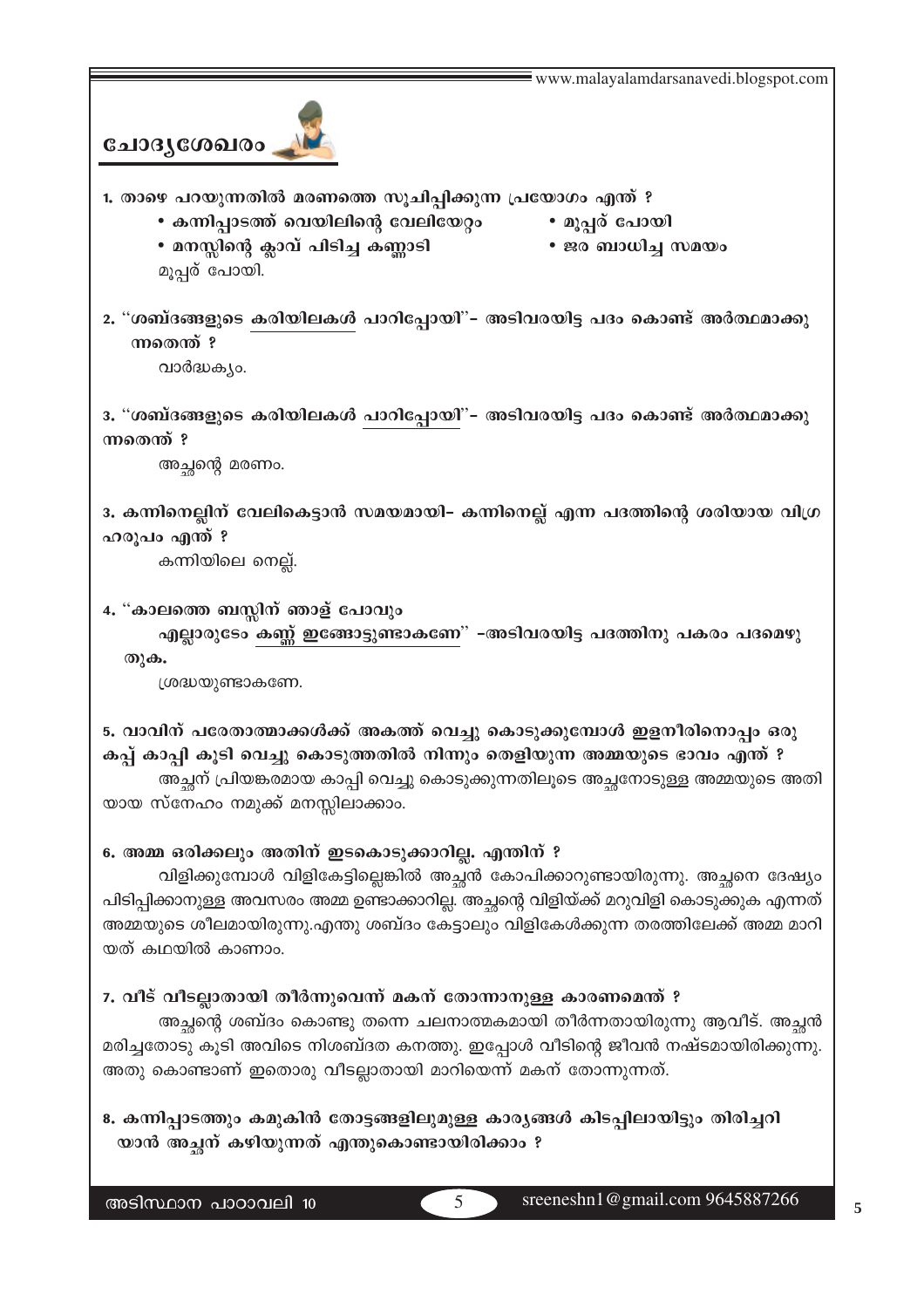## ചോദ്യശേഖരം

**1. താഴെ പറയുന്നതിൽ മരണത്തെ സൂചിപ്പിക്കുന്ന പ്രയോഗം എന്ത് ?**

- **കന്നിപ്പാടത്ത് വെയിലിന്റെ വേലിയേറ്റം**
- **മൂപ്പര് പോയി**
- **മനസ്സിന്റെ ക്ലാവ് പിടിച്ച കണ്ണാടി**
- **ജര ബാധിച്ച സമയം**

മൂപ്പര് പോയി.

**2. "ശബ്ദങ്ങളുടെ <u>കരിയിലകൾ</u> പാറിപ്പോയി"– അടിവരയിട്ട പദം കൊണ്ട് അർത്ഥമാക്കുന്നതെന്ത് ?**

വാർദ്ധക്യം.

**3. "ശബ്ദങ്ങളുടെ കരിയിലകൾ <u>പാറിപ്പോയി</u>"– അടിവരയിട്ട പദം കൊണ്ട് അർത്ഥമാക്കുന്നതെന്ത് ?**

അച്ഛന്റെ മരണം.

**3. കന്നിനെല്ലിന് വേലികെട്ടാൻ സമയമായി– കന്നിനെല്ല് എന്ന പദത്തിന്റെ ശരിയായ വിഗ്രഹരൂപം എന്ത് ?**

കന്നിയിലെ നെല്ല്.

**4. "കാലത്തെ ബസ്സിന് ഞാള് പോവും**
**എല്ലാരുടേം <u>കണ്ണ് ഇങ്ങോട്ടുണ്ടാകണേ</u>" –അടിവരയിട്ട പദത്തിനു പകരം പദമെഴുതുക.**

ശ്രദ്ധയുണ്ടാകണേ.

**5. വാവിന് പരേതാത്മാക്കൾക്ക് അകത്ത് വെച്ചു കൊടുക്കുമ്പോൾ ഇളനീരിനൊപ്പം ഒരു കപ്പ് കാപ്പി കൂടി വെച്ചു കൊടുത്തതിൽ നിന്നും തെളിയുന്ന അമ്മയുടെ ഭാവം എന്ത് ?**

അച്ഛന് പ്രിയങ്കരമായ കാപ്പി വെച്ചു കൊടുക്കുന്നതിലൂടെ അച്ഛനോടുള്ള അമ്മയുടെ അതിയായ സ്നേഹം നമുക്ക് മനസ്സിലാക്കാം.

**6. അമ്മ ഒരിക്കലും അതിന് ഇടകൊടുക്കാറില്ല. എന്തിന് ?**

വിളിക്കുമ്പോൾ വിളികേട്ടില്ലെങ്കിൽ അച്ഛൻ കോപിക്കാറുണ്ടായിരുന്നു. അച്ഛനെ ദേഷ്യം പിടിപ്പിക്കാനുള്ള അവസരം അമ്മ ഉണ്ടാക്കാറില്ല. അച്ഛന്റെ വിളിയ്ക്ക് മറുവിളി കൊടുക്കുക എന്നത് അമ്മയുടെ ശീലമായിരുന്നു.എന്തു ശബ്ദം കേട്ടാലും വിളികേൾക്കുന്ന തരത്തിലേക്ക് അമ്മ മാറിയത് കഥയിൽ കാണാം.

**7. വീട് വീടല്ലാതായി തീർന്നുവെന്ന് മകന് തോന്നാനുള്ള കാരണമെന്ത് ?**

അച്ഛന്റെ ശബ്ദം കൊണ്ടു തന്നെ ചലനാത്മകമായി തീർന്നതായിരുന്നു ആവീട്. അച്ഛൻ മരിച്ചതോടു കൂടി അവിടെ നിശബ്ദത കനത്തു. ഇപ്പോൾ വീടിന്റെ ജീവൻ നഷ്ടമായിരിക്കുന്നു. അതു കൊണ്ടാണ് ഇതൊരു വീടല്ലാതായി മാറിയെന്ന് മകന് തോന്നുന്നത്.

**8. കന്നിപ്പാടത്തും കമുകിൻ തോട്ടങ്ങളിലുമുള്ള കാര്യങ്ങൾ കിടപ്പിലായിട്ടും തിരിച്ചറിയാൻ അച്ഛന് കഴിയുന്നത് എന്തുകൊണ്ടായിരിക്കാം ?**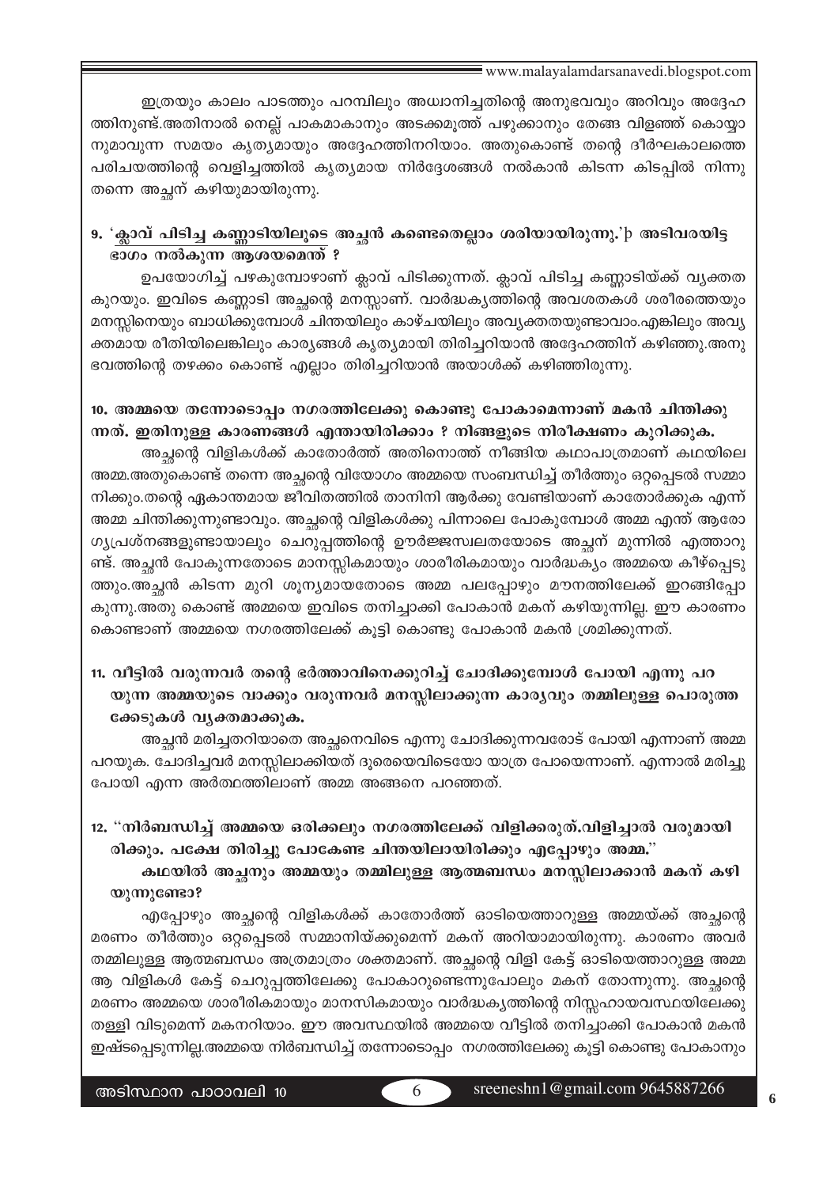ഇത്രയും കാലം പാടത്തും പറമ്പിലും അധ്വാനിച്ചതിന്റെ അനുഭവവും അറിവും അദ്ദേഹത്തിനുണ്ട്.അതിനാൽ നെല്ല് പാകമാകാനും അടക്കമുത്ത് പഴുക്കാനും തേങ്ങ വിളഞ്ഞ് കൊയ്യാനുമാവുന്ന സമയം കൃത്യമായും അദ്ദേഹത്തിനറിയാം. അതുകൊണ്ട് തന്റെ ദീർഘകാലത്തെ പരിചയത്തിന്റെ വെളിച്ചത്തിൽ കൃത്യമായ നിർദ്ദേശങ്ങൾ നൽകാൻ കിടന്ന കിടപ്പിൽ നിന്നു തന്നെ അച്ഛന് കഴിയുമായിരുന്നു.

**9. '<u>ക്ലാവ് പിടിച്ച കണ്ണാടിയിലൂടെ അച്ഛൻ കണ്ടെതെല്ലാം ശരിയായിരുന്നു.</u>' അടിവരയിട്ട ഭാഗം നൽകുന്ന ആശയമെന്ത് ?**

ഉപയോഗിച്ച് പഴകുമ്പോഴാണ് ക്ലാവ് പിടിക്കുന്നത്. ക്ലാവ് പിടിച്ച കണ്ണാടിയ്ക്ക് വ്യക്തത കുറയും. ഇവിടെ കണ്ണാടി അച്ഛന്റെ മനസ്സാണ്. വാർദ്ധക്യത്തിന്റെ അവശതകൾ ശരീരത്തെയും മനസ്സിനെയും ബാധിക്കുമ്പോൾ ചിന്തയിലും കാഴ്ചയിലും അവ്യക്തതയുണ്ടാവാം.എങ്കിലും അവ്യക്തമായ രീതിയിലെങ്കിലും കാര്യങ്ങൾ കൃത്യമായി തിരിച്ചറിയാൻ അദ്ദേഹത്തിന് കഴിഞ്ഞു.അനുഭവത്തിന്റെ തഴക്കം കൊണ്ട് എല്ലാം തിരിച്ചറിയാൻ അയാൾക്ക് കഴിഞ്ഞിരുന്നു.

**10. അമ്മയെ തന്നോടൊപ്പം നഗരത്തിലേക്കു കൊണ്ടു പോകാമെന്നാണ് മകൻ ചിന്തിക്കുന്നത്. ഇതിനുള്ള കാരണങ്ങൾ എന്തായിരിക്കാം ? നിങ്ങളുടെ നിരീക്ഷണം കുറിക്കുക.**

അച്ഛന്റെ വിളികൾക്ക് കാതോർത്ത് അതിനൊത്ത് നീങ്ങിയ കഥാപാത്രമാണ് കഥയിലെ അമ്മ.അതുകൊണ്ട് തന്നെ അച്ഛന്റെ വിയോഗം അമ്മയെ സംബന്ധിച്ച് തീർത്തും ഒറ്റപ്പെടൽ സമ്മാനിക്കും.തന്റെ ഏകാന്തമായ ജീവിതത്തിൽ താനിനി ആർക്കു വേണ്ടിയാണ് കാതോർക്കുക എന്ന് അമ്മ ചിന്തിക്കുന്നുണ്ടാവും. അച്ഛന്റെ വിളികൾക്കു പിന്നാലെ പോകുമ്പോൾ അമ്മ എന്ത് ആരോഗ്യപ്രശ്നങ്ങളുണ്ടായാലും ചെറുപ്പത്തിന്റെ ഊർജ്ജസ്വലതയോടെ അച്ഛന് മുന്നിൽ എത്താറുണ്ട്. അച്ഛൻ പോകുന്നതോടെ മാനസ്സികമായും ശാരീരികമായും വാർദ്ധക്യം അമ്മയെ കീഴ്പ്പെടുത്തും.അച്ഛൻ കിടന്ന മുറി ശൂന്യമായതോടെ അമ്മ പലപ്പോഴും മൗനത്തിലേക്ക് ഇറങ്ങിപ്പോകുന്നു.അതു കൊണ്ട് അമ്മയെ ഇവിടെ തനിച്ചാക്കി പോകാൻ മകന് കഴിയുന്നില്ല. ഈ കാരണം കൊണ്ടാണ് അമ്മയെ നഗരത്തിലേക്ക് കൂട്ടി കൊണ്ടു പോകാൻ മകൻ ശ്രമിക്കുന്നത്.

**11. വീട്ടിൽ വരുന്നവർ തന്റെ ഭർത്താവിനെക്കുറിച്ച് ചോദിക്കുമ്പോൾ പോയി എന്നു പറയുന്ന അമ്മയുടെ വാക്കും വരുന്നവർ മനസ്സിലാക്കുന്ന കാര്യവും തമ്മിലുള്ള പൊരുത്തക്കേടുകൾ വ്യക്തമാക്കുക.**

അച്ഛൻ മരിച്ചതറിയാതെ അച്ഛനെവിടെ എന്നു ചോദിക്കുന്നവരോട് പോയി എന്നാണ് അമ്മ പറയുക. ചോദിച്ചവർ മനസ്സിലാക്കിയത് ദൂരെയെവിടെയോ യാത്ര പോയെന്നാണ്. എന്നാൽ മരിച്ചു പോയി എന്ന അർത്ഥത്തിലാണ് അമ്മ അങ്ങനെ പറഞ്ഞത്.

**12. ''നിർബന്ധിച്ച് അമ്മയെ ഒരിക്കലും നഗരത്തിലേക്ക് വിളിക്കരുത്.വിളിച്ചാൽ വരുമായിരിക്കും. പക്ഷേ തിരിച്ചു പോകേണ്ട ചിന്തയിലായിരിക്കും എപ്പോഴും അമ്മ.''**

**കഥയിൽ അച്ഛനും അമ്മയും തമ്മിലുള്ള ആത്മബന്ധം മനസ്സിലാക്കാൻ മകന് കഴിയുന്നുണ്ടോ?**

എപ്പോഴും അച്ഛന്റെ വിളികൾക്ക് കാതോർത്ത് ഓടിയെത്താറുള്ള അമ്മയ്ക്ക് അച്ഛന്റെ മരണം തീർത്തും ഒറ്റപ്പെടൽ സമ്മാനിയ്ക്കുമെന്ന് മകന് അറിയാമായിരുന്നു. കാരണം അവർ തമ്മിലുള്ള ആത്മബന്ധം അത്രമാത്രം ശക്തമാണ്. അച്ഛന്റെ വിളി കേട്ട് ഓടിയെത്താറുള്ള അമ്മ ആ വിളികൾ കേട്ട് ചെറുപ്പത്തിലേക്കു പോകാറുണ്ടെന്നുപോലും മകന് തോന്നുന്നു. അച്ഛന്റെ മരണം അമ്മയെ ശാരീരികമായും മാനസികമായും വാർദ്ധക്യത്തിന്റെ നിസ്സഹായവസ്ഥയിലേക്കു തള്ളി വിടുമെന്ന് മകനറിയാം. ഈ അവസ്ഥയിൽ അമ്മയെ വീട്ടിൽ തനിച്ചാക്കി പോകാൻ മകൻ ഇഷ്ടപ്പെടുന്നില്ല.അമ്മയെ നിർബന്ധിച്ച് തന്നോടൊപ്പം നഗരത്തിലേക്കു കൂട്ടി കൊണ്ടു പോകാനും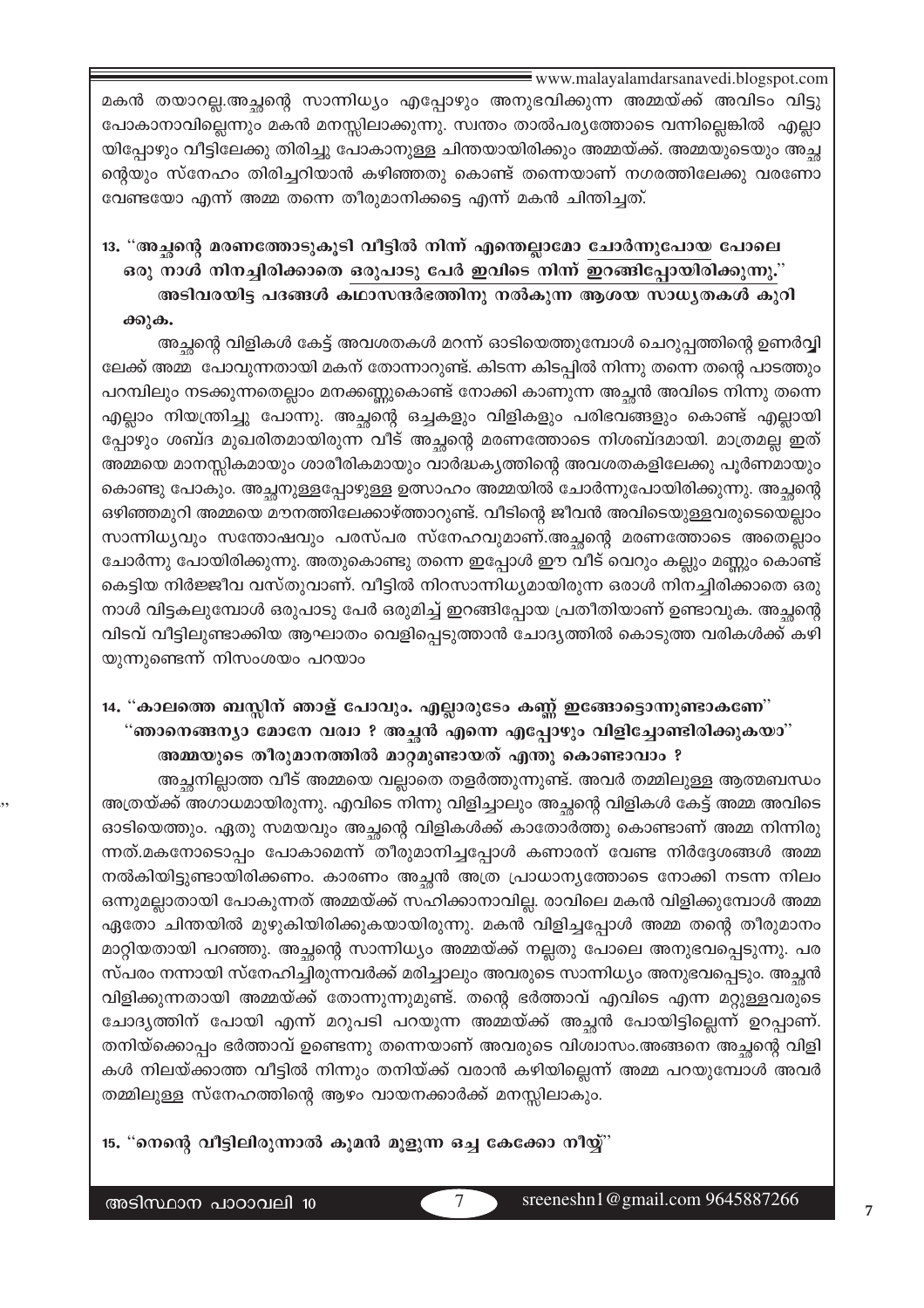മകൻ തയാറല്ല.അച്ഛന്റെ സാന്നിധ്യം എപ്പോഴും അനുഭവിക്കുന്ന അമ്മയ്ക്ക് അവിടം വിട്ടു പോകാനാവില്ലെന്നും മകൻ മനസ്സിലാക്കുന്നു. സ്വന്തം താൽപര്യത്തോടെ വന്നില്ലെങ്കിൽ എല്ലായിപ്പോഴും വീട്ടിലേക്കു തിരിച്ചു പോകാനുള്ള ചിന്തയായിരിക്കും അമ്മയ്ക്ക്. അമ്മയുടെയും അച്ഛന്റെയും സ്നേഹം തിരിച്ചറിയാൻ കഴിഞ്ഞതു കൊണ്ട് തന്നെയാണ് നഗരത്തിലേക്കു വരണോ വേണ്ടയോ എന്ന് അമ്മ തന്നെ തീരുമാനിക്കട്ടെ എന്ന് മകൻ ചിന്തിച്ചത്.

**13. "അച്ഛന്റെ മരണത്തോടുകൂടി വീട്ടിൽ നിന്ന് എന്തെല്ലാമോ <u>ചോർന്നുപോയ</u> പോലെ ഒരു നാൾ <u>നിനച്ചിരിക്കാതെ</u> ഒരുപാടു പേർ ഇവിടെ നിന്ന് <u>ഇറങ്ങിപ്പോയിരിക്കുന്നു</u>."**
**അടിവരയിട്ട പദങ്ങൾ കഥാസന്ദർഭത്തിനു നൽകുന്ന ആശയ സാധ്യതകൾ കുറിക്കുക.**

അച്ഛന്റെ വിളികൾ കേട്ട് അവശതകൾ മറന്ന് ഓടിയെത്തുമ്പോൾ ചെറുപ്പത്തിന്റെ ഉണർവ്വിലേക്ക് അമ്മ പോവുന്നതായി മകന് തോന്നാറുണ്ട്. കിടന്ന കിടപ്പിൽ നിന്നു തന്നെ തന്റെ പാടത്തും പറമ്പിലും നടക്കുന്നതെല്ലാം മനക്കണ്ണുകൊണ്ട് നോക്കി കാണുന്ന അച്ഛൻ അവിടെ നിന്നു തന്നെ എല്ലാം നിയന്ത്രിച്ചു പോന്നു. അച്ഛന്റെ ഒച്ചകളും വിളികളും പരിഭവങ്ങളും കൊണ്ട് എല്ലായിപ്പോഴും ശബ്ദ മുഖരിതമായിരുന്ന വീട് അച്ഛന്റെ മരണത്തോടെ നിശബ്ദമായി. മാത്രമല്ല ഇത് അമ്മയെ മാനസ്സികമായും ശാരീരികമായും വാർദ്ധക്യത്തിന്റെ അവശതകളിലേക്കു പൂർണമായും കൊണ്ടു പോകും. അച്ഛനുള്ളപ്പോഴുള്ള ഉത്സാഹം അമ്മയിൽ ചോർന്നുപോയിരിക്കുന്നു. അച്ഛന്റെ ഒഴിഞ്ഞമുറി അമ്മയെ മൗനത്തിലേക്കാഴ്ത്താറുണ്ട്. വീടിന്റെ ജീവൻ അവിടെയുള്ളവരുടെയെല്ലാം സാന്നിധ്യവും സന്തോഷവും പരസ്പര സ്നേഹവുമാണ്.അച്ഛന്റെ മരണത്തോടെ അതെല്ലാം ചോർന്നു പോയിരിക്കുന്നു. അതുകൊണ്ടു തന്നെ ഇപ്പോൾ ഈ വീട് വെറും കല്ലും മണ്ണും കൊണ്ട് കെട്ടിയ നിർജ്ജീവ വസ്തുവാണ്. വീട്ടിൽ നിറസാന്നിധ്യമായിരുന്ന ഒരാൾ നിനച്ചിരിക്കാതെ ഒരു നാൾ വിട്ടകലുമ്പോൾ ഒരുപാടു പേർ ഒരുമിച്ച് ഇറങ്ങിപ്പോയ പ്രതീതിയാണ് ഉണ്ടാവുക. അച്ഛന്റെ വിടവ് വീട്ടിലുണ്ടാക്കിയ ആഘാതം വെളിപ്പെടുത്താൻ ചോദ്യത്തിൽ കൊടുത്ത വരികൾക്ക് കഴിയുന്നുണ്ടെന്ന് നിസംശയം പറയാം

**14. "കാലത്തെ ബസ്സിന് ഞാള് പോവും. എല്ലാരുടേം കണ്ണ് ഇങ്ങോട്ടൊന്നുണ്ടാകണേ"**
**"ഞാനെങ്ങന്യാ മോനേ വര്വാ ? അച്ഛൻ എന്നെ എപ്പോഴും വിളിച്ചോണ്ടിരിക്കുകയാ"**
**അമ്മയുടെ തീരുമാനത്തിൽ മാറ്റമുണ്ടായത് എന്തു കൊണ്ടാവാം ?**

അച്ഛനില്ലാത്ത വീട് അമ്മയെ വല്ലാതെ തളർത്തുന്നുണ്ട്. അവർ തമ്മിലുള്ള ആത്മബന്ധം അത്രയ്ക്ക് അഗാധമായിരുന്നു. എവിടെ നിന്നു വിളിച്ചാലും അച്ഛന്റെ വിളികൾ കേട്ട് അമ്മ അവിടെ ഓടിയെത്തും. ഏതു സമയവും അച്ഛന്റെ വിളികൾക്ക് കാതോർത്തു കൊണ്ടാണ് അമ്മ നിന്നിരുന്നത്.മകനോടൊപ്പം പോകാമെന്ന് തീരുമാനിച്ചപ്പോൾ കണാരന് വേണ്ട നിർദ്ദേശങ്ങൾ അമ്മ നൽകിയിട്ടുണ്ടായിരിക്കണം. കാരണം അച്ഛൻ അത്ര പ്രാധാന്യത്തോടെ നോക്കി നടന്ന നിലം ഒന്നുമല്ലാതായി പോകുന്നത് അമ്മയ്ക്ക് സഹിക്കാനാവില്ല. രാവിലെ മകൻ വിളിക്കുമ്പോൾ അമ്മ ഏതോ ചിന്തയിൽ മുഴുകിയിരിക്കുകയായിരുന്നു. മകൻ വിളിച്ചപ്പോൾ അമ്മ തന്റെ തീരുമാനം മാറ്റിയതായി പറഞ്ഞു. അച്ഛന്റെ സാന്നിധ്യം അമ്മയ്ക്ക് നല്ലതു പോലെ അനുഭവപ്പെടുന്നു. പരസ്പരം നന്നായി സ്നേഹിച്ചിരുന്നവർക്ക് മരിച്ചാലും അവരുടെ സാന്നിധ്യം അനുഭവപ്പെടും. അച്ഛൻ വിളിക്കുന്നതായി അമ്മയ്ക്ക് തോന്നുന്നുമുണ്ട്. തന്റെ ഭർത്താവ് എവിടെ എന്ന മറ്റുള്ളവരുടെ ചോദ്യത്തിന് പോയി എന്ന് മറുപടി പറയുന്ന അമ്മയ്ക്ക് അച്ഛൻ പോയിട്ടില്ലെന്ന് ഉറപ്പാണ്. തനിയ്ക്കൊപ്പം ഭർത്താവ് ഉണ്ടെന്നു തന്നെയാണ് അവരുടെ വിശ്വാസം.അങ്ങനെ അച്ഛന്റെ വിളികൾ നിലയ്ക്കാത്ത വീട്ടിൽ നിന്നും തനിയ്ക്ക് വരാൻ കഴിയില്ലെന്ന് അമ്മ പറയുമ്പോൾ അവർ തമ്മിലുള്ള സ്നേഹത്തിന്റെ ആഴം വായനക്കാർക്ക് മനസ്സിലാകും.

**15. "നെന്റെ വീട്ടിലിരുന്നാൽ കൂമൻ മൂളുന്ന ഒച്ച കേക്കോ നീയ്യ്"**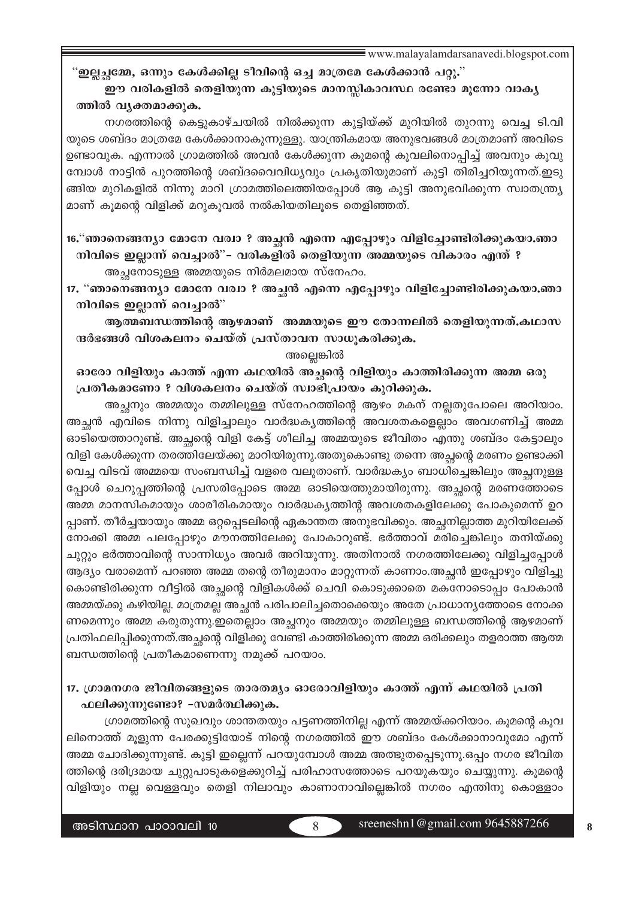**''ഇല്ലച്ചമ്മേ, ഒന്നും കേൾക്കില്ല ടീവിന്റെ ഒച്ച മാത്രമേ കേൾക്കാൻ പറ്റൂ.''**

**ഈ വരികളിൽ തെളിയുന്ന കുട്ടിയുടെ മാനസ്സികാവസ്ഥ രണ്ടോ മൂന്നോ വാക്യത്തിൽ വ്യക്തമാക്കുക.**

നഗരത്തിന്റെ കെട്ടുകാഴ്ചയിൽ നിൽക്കുന്ന കുട്ടിയ്ക്ക് മുറിയിൽ തുറന്നു വെച്ച ടി.വിയുടെ ശബ്ദം മാത്രമേ കേൾക്കാനാകുന്നുള്ളൂ. യാന്ത്രികമായ അനുഭവങ്ങൾ മാത്രമാണ് അവിടെ ഉണ്ടാവുക. എന്നാൽ ഗ്രാമത്തിൽ അവൻ കേൾക്കുന്ന കൂമന്റെ കൂവലിനൊപ്പിച്ച് അവനും കൂവുമ്പോൾ നാട്ടിൻ പുറത്തിന്റെ ശബ്ദവൈവിധ്യവും പ്രകൃതിയുമാണ് കുട്ടി തിരിച്ചറിയുന്നത്.ഇടുങ്ങിയ മുറികളിൽ നിന്നു മാറി ഗ്രാമത്തിലെത്തിയപ്പോൾ ആ കുട്ടി അനുഭവിക്കുന്ന സ്വാതന്ത്ര്യമാണ് കൂമന്റെ വിളിക്ക് മറുകൂവൽ നൽകിയതിലൂടെ തെളിഞ്ഞത്.

**16.''ഞാനെങ്ങന്യാ മോനേ വര്വാ ? അച്ഛൻ എന്നെ എപ്പോഴും വിളിച്ചോണ്ടിരിക്കുകയാ.ഞാനിവിടെ ഇല്ലാന്ന് വെച്ചാൽ''- വരികളിൽ തെളിയുന്ന അമ്മയുടെ വികാരം എന്ത് ?**

അച്ഛനോടുള്ള അമ്മയുടെ നിർമലമായ സ്നേഹം.

**17. ''ഞാനെങ്ങന്യാ മോനേ വര്വാ ? അച്ഛൻ എന്നെ എപ്പോഴും വിളിച്ചോണ്ടിരിക്കുകയാ.ഞാനിവിടെ ഇല്ലാന്ന് വെച്ചാൽ''**

**ആത്മബന്ധത്തിന്റെ ആഴമാണ് അമ്മയുടെ ഈ തോന്നലിൽ തെളിയുന്നത്.കഥാസന്ദർഭങ്ങൾ വിശകലനം ചെയ്ത് പ്രസ്താവന സാധൂകരിക്കുക.**

അല്ലെങ്കിൽ

**ഓരോ വിളിയും കാത്ത് എന്ന കഥയിൽ അച്ഛന്റെ വിളിയും കാത്തിരിക്കുന്ന അമ്മ ഒരു പ്രതീകമാണോ ? വിശകലനം ചെയ്ത് സ്വാഭിപ്രായം കുറിക്കുക.**

അച്ഛനും അമ്മയും തമ്മിലുള്ള സ്നേഹത്തിന്റെ ആഴം മകന് നല്ലതുപോലെ അറിയാം. അച്ഛൻ എവിടെ നിന്നു വിളിച്ചാലും വാർദ്ധക്യത്തിന്റെ അവശതകളെല്ലാം അവഗണിച്ച് അമ്മ ഓടിയെത്താറുണ്ട്. അച്ഛന്റെ വിളി കേട്ട് ശീലിച്ച അമ്മയുടെ ജീവിതം എന്തു ശബ്ദം കേട്ടാലും വിളി കേൾക്കുന്ന തരത്തിലേയ്ക്കു മാറിയിരുന്നു.അതുകൊണ്ടു തന്നെ അച്ഛന്റെ മരണം ഉണ്ടാക്കി വെച്ച വിടവ് അമ്മയെ സംബന്ധിച്ച് വളരെ വലുതാണ്. വാർദ്ധക്യം ബാധിച്ചെങ്കിലും അച്ഛനുള്ളപ്പോൾ ചെറുപ്പത്തിന്റെ പ്രസരിപ്പോടെ അമ്മ ഓടിയെത്തുമായിരുന്നു. അച്ഛന്റെ മരണത്തോടെ അമ്മ മാനസികമായും ശാരീരികമായും വാർദ്ധക്യത്തിന്റ അവശതകളിലേക്കു പോകുമെന്ന് ഉറപ്പാണ്. തീർച്ചയായും അമ്മ ഒറ്റപ്പെടലിന്റെ ഏകാന്തത അനുഭവിക്കും. അച്ഛനില്ലാത്ത മുറിയിലേക്ക് നോക്കി അമ്മ പലപ്പോഴും മൗനത്തിലേക്കു പോകാറുണ്ട്. ഭർത്താവ് മരിച്ചെങ്കിലും തനിയ്ക്കു ചുറ്റും ഭർത്താവിന്റെ സാന്നിധ്യം അവർ അറിയുന്നു. അതിനാൽ നഗരത്തിലേക്കു വിളിച്ചപ്പോൾ ആദ്യം വരാമെന്ന് പറഞ്ഞ അമ്മ തന്റെ തീരുമാനം മാറ്റുന്നത് കാണാം.അച്ഛൻ ഇപ്പോഴും വിളിച്ചു കൊണ്ടിരിക്കുന്ന വീട്ടിൽ അച്ഛന്റെ വിളികൾക്ക് ചെവി കൊടുക്കാതെ മകനോടൊപ്പം പോകാൻ അമ്മയ്ക്കു കഴിയില്ല. മാത്രമല്ല അച്ഛൻ പരിപാലിച്ചതൊക്കെയും അതേ പ്രാധാന്യത്തോടെ നോക്കണമെന്നും അമ്മ കരുതുന്നു.ഇതെല്ലാം അച്ഛനും അമ്മയും തമ്മിലുള്ള ബന്ധത്തിന്റെ ആഴമാണ് പ്രതിഫലിപ്പിക്കുന്നത്.അച്ഛന്റെ വിളിക്കു വേണ്ടി കാത്തിരിക്കുന്ന അമ്മ ഒരിക്കലും തളരാത്ത ആത്മബന്ധത്തിന്റെ പ്രതീകമാണെന്നു നമുക്ക് പറയാം.

**17. ഗ്രാമനഗര ജീവിതങ്ങളുടെ താരതമ്യം ഓരോവിളിയും കാത്ത് എന്ന് കഥയിൽ പ്രതിഫലിക്കുന്നുണ്ടോ? -സമർത്ഥിക്കുക.**

ഗ്രാമത്തിന്റെ സുഖവും ശാന്തതയും പട്ടണത്തിനില്ല എന്ന് അമ്മയ്ക്കറിയാം. കൂമന്റെ കൂവലിനൊത്ത് മൂളുന്ന പേരക്കുട്ടിയോട് നിന്റെ നഗരത്തിൽ ഈ ശബ്ദം കേൾക്കാനാവുമോ എന്ന് അമ്മ ചോദിക്കുന്നുണ്ട്. കുട്ടി ഇല്ലെന്ന് പറയുമ്പോൾ അമ്മ അത്ഭുതപ്പെടുന്നു.ഒപ്പം നഗര ജീവിതത്തിന്റെ ദരിദ്രമായ ചുറ്റുപാടുകളെക്കുറിച്ച് പരിഹാസത്തോടെ പറയുകയും ചെയ്യുന്നു. കൂമന്റെ വിളിയും നല്ല വെള്ളവും തെളി നിലാവും കാണാനാവില്ലെങ്കിൽ നഗരം എന്തിനു കൊള്ളാം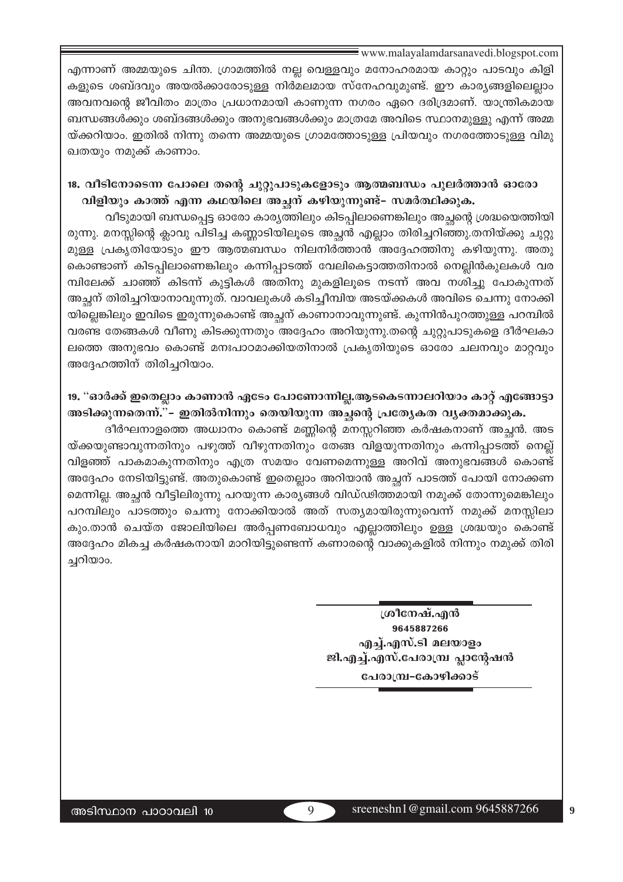എന്നാണ് അമ്മയുടെ ചിന്ത. ഗ്രാമത്തിൽ നല്ല വെള്ളവും മനോഹരമായ കാറ്റും പാടവും കിളികളുടെ ശബ്ദവും അയൽക്കാരോടുള്ള നിർമലമായ സ്നേഹവുമുണ്ട്. ഈ കാര്യങ്ങളിലെല്ലാം അവനവന്റെ ജീവിതം മാത്രം പ്രധാനമായി കാണുന്ന നഗരം ഏറെ ദരിദ്രമാണ്. യാന്ത്രികമായ ബന്ധങ്ങൾക്കും ശബ്ദങ്ങൾക്കും അനുഭവങ്ങൾക്കും മാത്രമേ അവിടെ സ്ഥാനമുള്ളു എന്ന് അമ്മയ്ക്കറിയാം. ഇതിൽ നിന്നു തന്നെ അമ്മയുടെ ഗ്രാമത്തോടുള്ള പ്രിയവും നഗരത്തോടുള്ള വിമുഖതയും നമുക്ക് കാണാം.

**18. വീടിനോടെന്ന പോലെ തന്റെ ചുറ്റുപാടുകളോടും ആത്മബന്ധം പുലർത്താൻ ഓരോ വിളിയും കാത്ത് എന്ന കഥയിലെ അച്ഛന് കഴിയുന്നുണ്ട്- സമർത്ഥിക്കുക.**

വീടുമായി ബന്ധപ്പെട്ട ഓരോ കാര്യത്തിലും കിടപ്പിലാണെങ്കിലും അച്ഛന്റെ ശ്രദ്ധയെത്തിയിരുന്നു. മനസ്സിന്റെ ക്ലാവു പിടിച്ച കണ്ണാടിയിലൂടെ അച്ഛൻ എല്ലാം തിരിച്ചറിഞ്ഞു.തനിയ്ക്കു ചുറ്റുമുള്ള പ്രകൃതിയോടും ഈ ആത്മബന്ധം നിലനിർത്താൻ അദ്ദേഹത്തിനു കഴിയുന്നു. അതുകൊണ്ടാണ് കിടപ്പിലാണെങ്കിലും കന്നിപ്പാടത്ത് വേലികെട്ടാത്തതിനാൽ നെല്ലിൻകുലകൾ വരമ്പിലേക്ക് ചാഞ്ഞ് കിടന്ന് കുട്ടികൾ അതിനു മുകളിലൂടെ നടന്ന് അവ നശിച്ചു പോകുന്നത് അച്ഛന് തിരിച്ചറിയാനാവുന്നുത്. വാവലുകൾ കടിച്ചീമ്പിയ അടയ്ക്കകൾ അവിടെ ചെന്നു നോക്കിയില്ലെങ്കിലും ഇവിടെ ഇരുന്നുകൊണ്ട് അച്ഛന് കാണാനാവുന്നുണ്ട്. കുന്നിൻപുറത്തുള്ള പറമ്പിൽ വരണ്ട തേങ്ങകൾ വീണു കിടക്കുന്നതും അദ്ദേഹം അറിയുന്നു.തന്റെ ചുറ്റുപാടുകളെ ദീർഘകാലത്തെ അനുഭവം കൊണ്ട് മനഃപാഠമാക്കിയതിനാൽ പ്രകൃതിയുടെ ഓരോ ചലനവും മാറ്റവും അദ്ദേഹത്തിന് തിരിച്ചറിയാം.

**19. ''ഓർക്ക് ഇതെല്ലാം കാണാൻ ഏടേം പോണോന്നില്ല.ആടകെടന്നാലറിയാം കാറ്റ് എങ്ങോട്ടാ അടിക്കുന്നതെന്ന്.''- ഇതിൽനിന്നും തെയിയുന്ന അച്ഛന്റെ പ്രത്യേകത വ്യക്തമാക്കുക.**

ദീർഘനാളത്തെ അധ്വാനം കൊണ്ട് മണ്ണിന്റെ മനസ്സറിഞ്ഞ കർഷകനാണ് അച്ഛൻ. അടയ്ക്കയുണ്ടാവുന്നതിനും പഴുത്ത് വീഴുന്നതിനും തേങ്ങ വിളയുന്നതിനും കന്നിപ്പാടത്ത് നെല്ല് വിളഞ്ഞ് പാകമാകുന്നതിനും എത്ര സമയം വേണമെന്നുള്ള അറിവ് അനുഭവങ്ങൾ കൊണ്ട് അദ്ദേഹം നേടിയിട്ടുണ്ട്. അതുകൊണ്ട് ഇതെല്ലാം അറിയാൻ അച്ഛന് പാടത്ത് പോയി നോക്കണമെന്നില്ല. അച്ഛൻ വീട്ടിലിരുന്നു പറയുന്ന കാര്യങ്ങൾ വിഡ്ഢിത്തമായി നമുക്ക് തോന്നുമെങ്കിലും പറമ്പിലും പാടത്തും ചെന്നു നോക്കിയാൽ അത് സത്യമായിരുന്നുവെന്ന് നമുക്ക് മനസ്സിലാകും.താൻ ചെയ്ത ജോലിയിലെ അർപ്പണബോധവും എല്ലാത്തിലും ഉള്ള ശ്രദ്ധയും കൊണ്ട് അദ്ദേഹം മികച്ച കർഷകനായി മാറിയിട്ടുണ്ടെന്ന് കണാരന്റെ വാക്കുകളിൽ നിന്നും നമുക്ക് തിരിച്ചറിയാം.

ശ്രീനേഷ്.എൻ
9645887266
എച്ച്.എസ്.ടി മലയാളം
ജി.എച്ച്.എസ്.പേരാമ്പ്ര പ്ലാന്റേഷൻ
പേരാമ്പ്ര-കോഴിക്കോട്